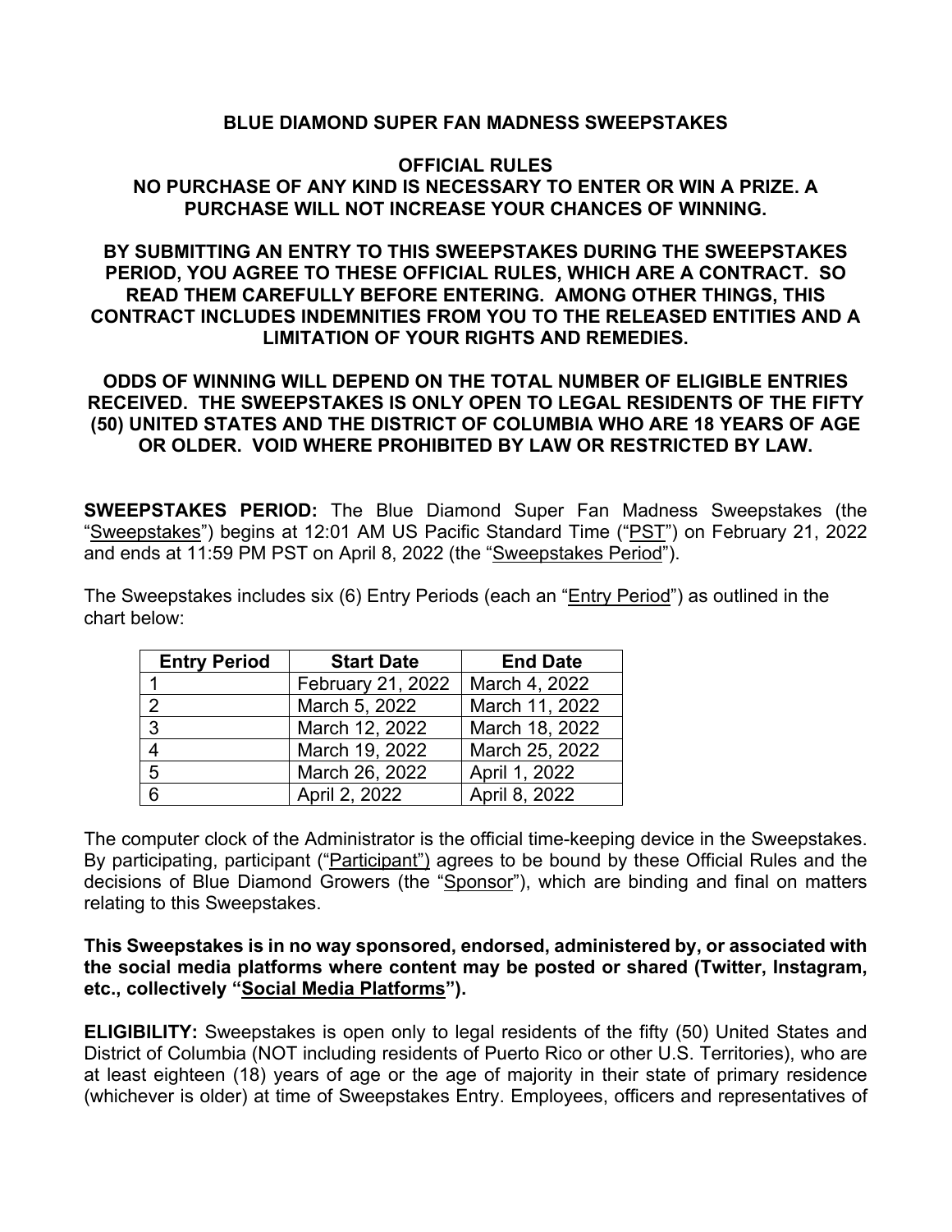# BLUE DIAMOND SUPER FAN MADNESS SWEEPSTAKES

## OFFICIAL RULES

**NO PURCHASE OF ANY KIND IS NECESSARY TO ENTER OR WIN A PRIZE. A PURCHASE WILL NOT INCREASE YOUR CHANCES OF WINNING.**

**BY SUBMITTING AN ENTRY TO THIS SWEEPSTAKES DURING THE SWEEPSTAKES PERIOD, YOU AGREE TO THESE OFFICIAL RULES, WHICH ARE A CONTRACT. SO READ THEM CAREFULLY BEFORE ENTERING. AMONG OTHER THINGS, THIS CONTRACT INCLUDES INDEMNITIES FROM YOU TO THE RELEASED ENTITIES AND A LIMITATION OF YOUR RIGHTS AND REMEDIES.**

**ODDS OF WINNING WILL DEPEND ON THE TOTAL NUMBER OF ELIGIBLE ENTRIES RECEIVED. THE SWEEPSTAKES IS ONLY OPEN TO LEGAL RESIDENTS OF THE FIFTY (50) UNITED STATES AND THE DISTRICT OF COLUMBIA WHO ARE 18 YEARS OF AGE OR OLDER. VOID WHERE PROHIBITED BY LAW OR RESTRICTED BY LAW.**

**SWEEPSTAKES PERIOD:** The Blue Diamond Super Fan Madness Sweepstakes (the "Sweepstakes") begins at 12:01 AM US Pacific Standard Time ("PST") on February 21, 2022 and ends at 11:59 PM PST on April 8, 2022 (the "Sweepstakes Period").

The Sweepstakes includes six (6) Entry Periods (each an "Entry Period") as outlined in the chart below:

| Entry Period | Start Date | End Date |
|---|---|---|
| 1 | February 21, 2022 | March 4, 2022 |
| 2 | March 5, 2022 | March 11, 2022 |
| 3 | March 12, 2022 | March 18, 2022 |
| 4 | March 19, 2022 | March 25, 2022 |
| 5 | March 26, 2022 | April 1, 2022 |
| 6 | April 2, 2022 | April 8, 2022 |

The computer clock of the Administrator is the official time-keeping device in the Sweepstakes. By participating, participant ("Participant") agrees to be bound by these Official Rules and the decisions of Blue Diamond Growers (the "Sponsor"), which are binding and final on matters relating to this Sweepstakes.

**This Sweepstakes is in no way sponsored, endorsed, administered by, or associated with the social media platforms where content may be posted or shared (Twitter, Instagram, etc., collectively "Social Media Platforms").**

**ELIGIBILITY:** Sweepstakes is open only to legal residents of the fifty (50) United States and District of Columbia (NOT including residents of Puerto Rico or other U.S. Territories), who are at least eighteen (18) years of age or the age of majority in their state of primary residence (whichever is older) at time of Sweepstakes Entry. Employees, officers and representatives of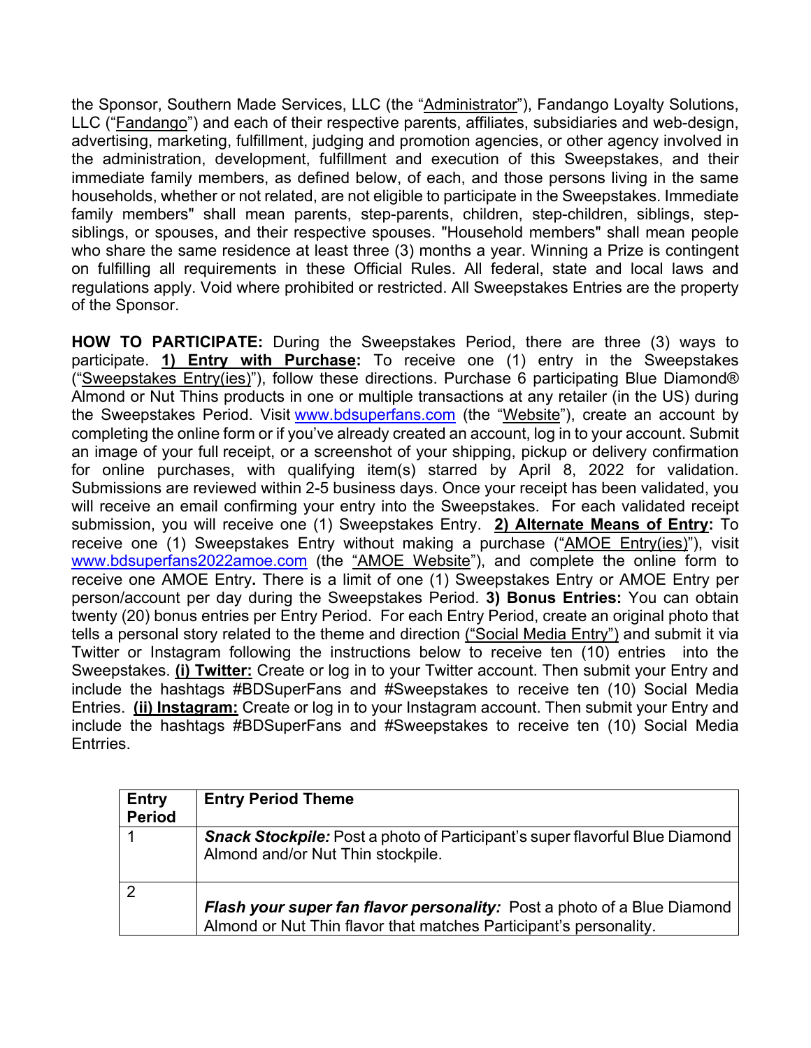the Sponsor, Southern Made Services, LLC (the "Administrator"), Fandango Loyalty Solutions, LLC ("Fandango") and each of their respective parents, affiliates, subsidiaries and web-design, advertising, marketing, fulfillment, judging and promotion agencies, or other agency involved in the administration, development, fulfillment and execution of this Sweepstakes, and their immediate family members, as defined below, of each, and those persons living in the same households, whether or not related, are not eligible to participate in the Sweepstakes. Immediate family members" shall mean parents, step-parents, children, step-children, siblings, step-siblings, or spouses, and their respective spouses. "Household members" shall mean people who share the same residence at least three (3) months a year. Winning a Prize is contingent on fulfilling all requirements in these Official Rules. All federal, state and local laws and regulations apply. Void where prohibited or restricted. All Sweepstakes Entries are the property of the Sponsor.

**HOW TO PARTICIPATE:** During the Sweepstakes Period, there are three (3) ways to participate. **1) Entry with Purchase:** To receive one (1) entry in the Sweepstakes ("Sweepstakes Entry(ies)"), follow these directions. Purchase 6 participating Blue Diamond® Almond or Nut Thins products in one or multiple transactions at any retailer (in the US) during the Sweepstakes Period. Visit www.bdsuperfans.com (the "Website"), create an account by completing the online form or if you've already created an account, log in to your account. Submit an image of your full receipt, or a screenshot of your shipping, pickup or delivery confirmation for online purchases, with qualifying item(s) starred by April 8, 2022 for validation. Submissions are reviewed within 2-5 business days. Once your receipt has been validated, you will receive an email confirming your entry into the Sweepstakes. For each validated receipt submission, you will receive one (1) Sweepstakes Entry. **2) Alternate Means of Entry:** To receive one (1) Sweepstakes Entry without making a purchase ("AMOE Entry(ies)"), visit www.bdsuperfans2022amoe.com (the "AMOE Website"), and complete the online form to receive one AMOE Entry**.** There is a limit of one (1) Sweepstakes Entry or AMOE Entry per person/account per day during the Sweepstakes Period. **3) Bonus Entries:** You can obtain twenty (20) bonus entries per Entry Period. For each Entry Period, create an original photo that tells a personal story related to the theme and direction ("Social Media Entry") and submit it via Twitter or Instagram following the instructions below to receive ten (10) entries into the Sweepstakes. **(i) Twitter:** Create or log in to your Twitter account. Then submit your Entry and include the hashtags #BDSuperFans and #Sweepstakes to receive ten (10) Social Media Entries. **(ii) Instagram:** Create or log in to your Instagram account. Then submit your Entry and include the hashtags #BDSuperFans and #Sweepstakes to receive ten (10) Social Media Entrries.

| Entry Period | Entry Period Theme |
|---|---|
| 1 | ***Snack Stockpile:*** Post a photo of Participant's super flavorful Blue Diamond Almond and/or Nut Thin stockpile. |
| 2 | ***Flash your super fan flavor personality:*** Post a photo of a Blue Diamond Almond or Nut Thin flavor that matches Participant's personality. |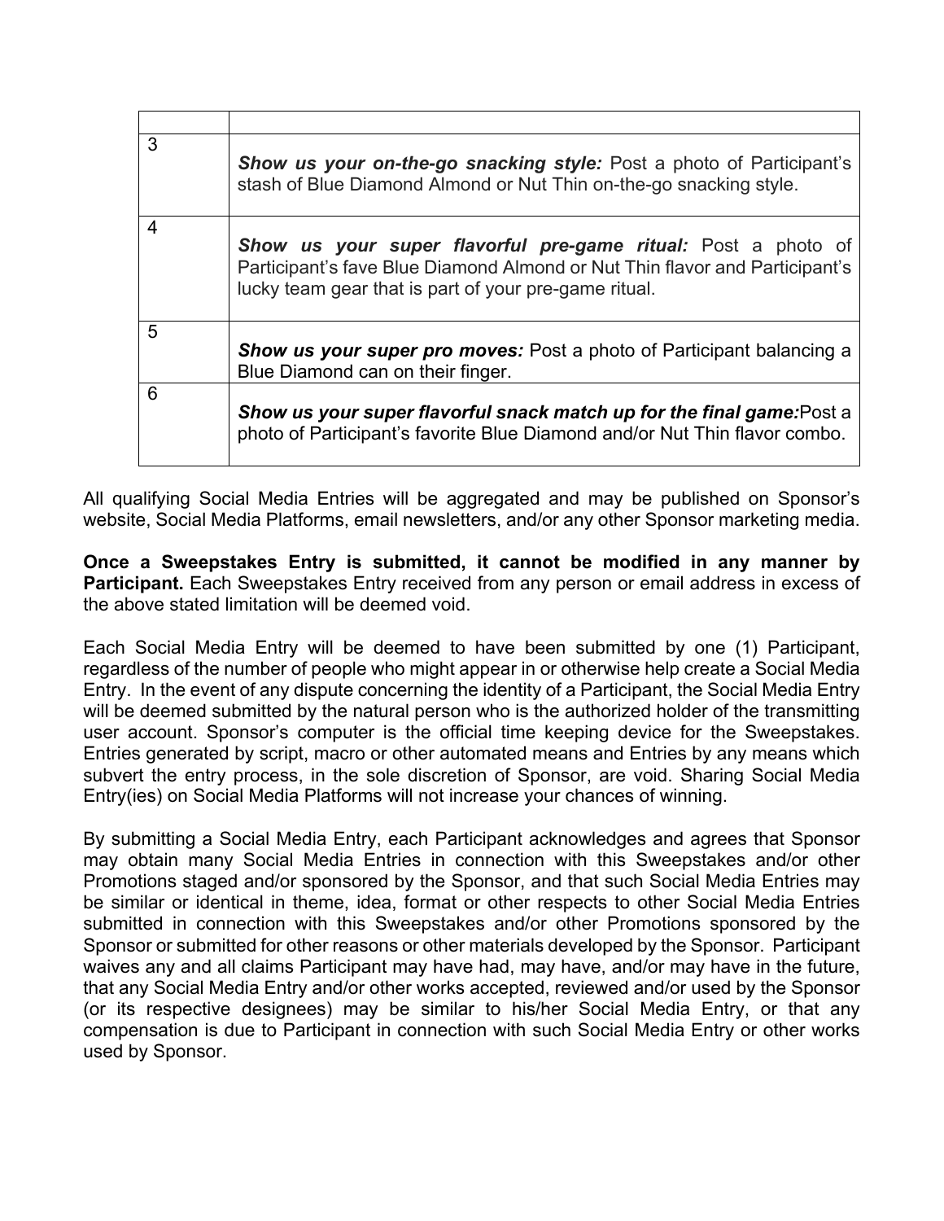| | |
|---|---|
| 3 | ***Show us your on-the-go snacking style:*** Post a photo of Participant's stash of Blue Diamond Almond or Nut Thin on-the-go snacking style. |
| 4 | ***Show us your super flavorful pre-game ritual:*** Post a photo of Participant's fave Blue Diamond Almond or Nut Thin flavor and Participant's lucky team gear that is part of your pre-game ritual. |
| 5 | ***Show us your super pro moves:*** Post a photo of Participant balancing a Blue Diamond can on their finger. |
| 6 | ***Show us your super flavorful snack match up for the final game:***Post a photo of Participant's favorite Blue Diamond and/or Nut Thin flavor combo. |

All qualifying Social Media Entries will be aggregated and may be published on Sponsor's website, Social Media Platforms, email newsletters, and/or any other Sponsor marketing media.

**Once a Sweepstakes Entry is submitted, it cannot be modified in any manner by Participant.** Each Sweepstakes Entry received from any person or email address in excess of the above stated limitation will be deemed void.

Each Social Media Entry will be deemed to have been submitted by one (1) Participant, regardless of the number of people who might appear in or otherwise help create a Social Media Entry. In the event of any dispute concerning the identity of a Participant, the Social Media Entry will be deemed submitted by the natural person who is the authorized holder of the transmitting user account. Sponsor's computer is the official time keeping device for the Sweepstakes. Entries generated by script, macro or other automated means and Entries by any means which subvert the entry process, in the sole discretion of Sponsor, are void. Sharing Social Media Entry(ies) on Social Media Platforms will not increase your chances of winning.

By submitting a Social Media Entry, each Participant acknowledges and agrees that Sponsor may obtain many Social Media Entries in connection with this Sweepstakes and/or other Promotions staged and/or sponsored by the Sponsor, and that such Social Media Entries may be similar or identical in theme, idea, format or other respects to other Social Media Entries submitted in connection with this Sweepstakes and/or other Promotions sponsored by the Sponsor or submitted for other reasons or other materials developed by the Sponsor. Participant waives any and all claims Participant may have had, may have, and/or may have in the future, that any Social Media Entry and/or other works accepted, reviewed and/or used by the Sponsor (or its respective designees) may be similar to his/her Social Media Entry, or that any compensation is due to Participant in connection with such Social Media Entry or other works used by Sponsor.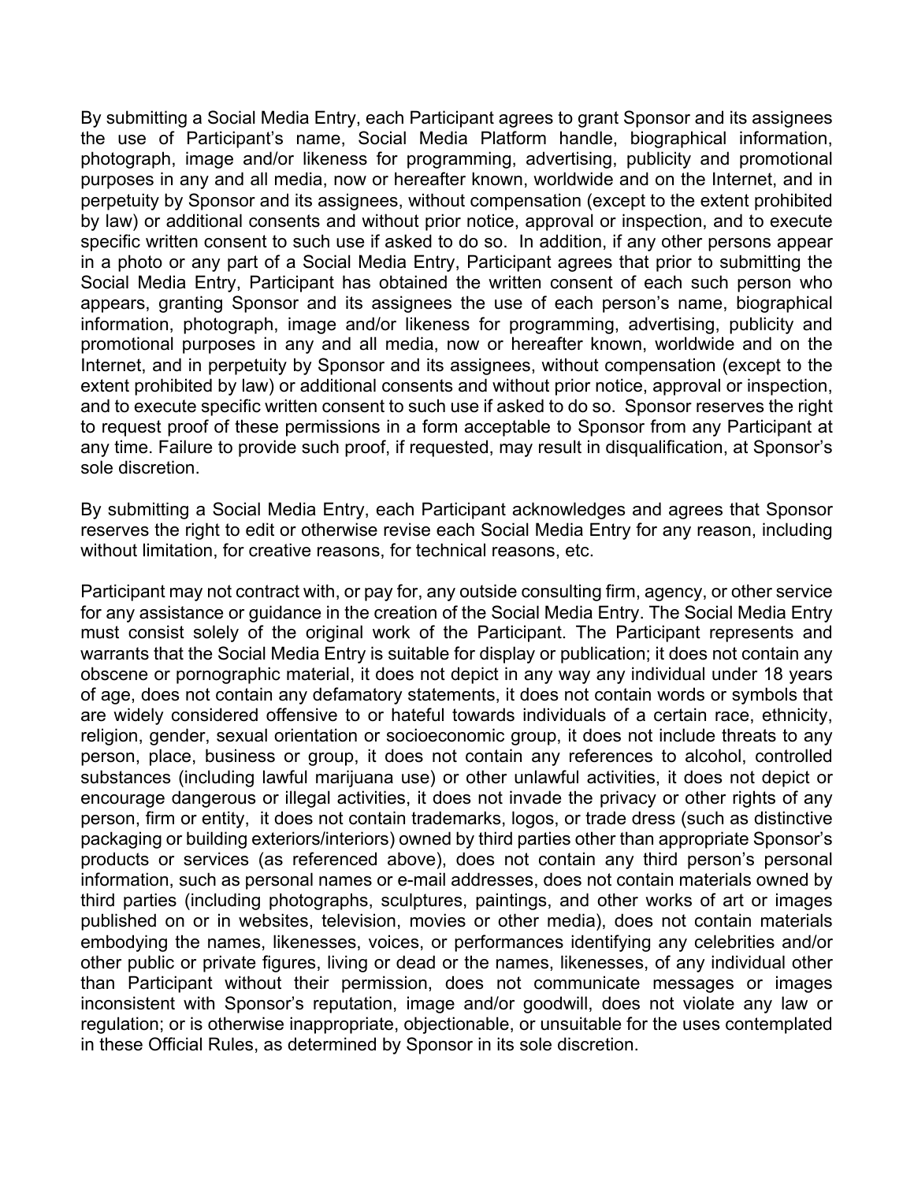By submitting a Social Media Entry, each Participant agrees to grant Sponsor and its assignees the use of Participant's name, Social Media Platform handle, biographical information, photograph, image and/or likeness for programming, advertising, publicity and promotional purposes in any and all media, now or hereafter known, worldwide and on the Internet, and in perpetuity by Sponsor and its assignees, without compensation (except to the extent prohibited by law) or additional consents and without prior notice, approval or inspection, and to execute specific written consent to such use if asked to do so. In addition, if any other persons appear in a photo or any part of a Social Media Entry, Participant agrees that prior to submitting the Social Media Entry, Participant has obtained the written consent of each such person who appears, granting Sponsor and its assignees the use of each person's name, biographical information, photograph, image and/or likeness for programming, advertising, publicity and promotional purposes in any and all media, now or hereafter known, worldwide and on the Internet, and in perpetuity by Sponsor and its assignees, without compensation (except to the extent prohibited by law) or additional consents and without prior notice, approval or inspection, and to execute specific written consent to such use if asked to do so. Sponsor reserves the right to request proof of these permissions in a form acceptable to Sponsor from any Participant at any time. Failure to provide such proof, if requested, may result in disqualification, at Sponsor's sole discretion.

By submitting a Social Media Entry, each Participant acknowledges and agrees that Sponsor reserves the right to edit or otherwise revise each Social Media Entry for any reason, including without limitation, for creative reasons, for technical reasons, etc.

Participant may not contract with, or pay for, any outside consulting firm, agency, or other service for any assistance or guidance in the creation of the Social Media Entry. The Social Media Entry must consist solely of the original work of the Participant. The Participant represents and warrants that the Social Media Entry is suitable for display or publication; it does not contain any obscene or pornographic material, it does not depict in any way any individual under 18 years of age, does not contain any defamatory statements, it does not contain words or symbols that are widely considered offensive to or hateful towards individuals of a certain race, ethnicity, religion, gender, sexual orientation or socioeconomic group, it does not include threats to any person, place, business or group, it does not contain any references to alcohol, controlled substances (including lawful marijuana use) or other unlawful activities, it does not depict or encourage dangerous or illegal activities, it does not invade the privacy or other rights of any person, firm or entity, it does not contain trademarks, logos, or trade dress (such as distinctive packaging or building exteriors/interiors) owned by third parties other than appropriate Sponsor's products or services (as referenced above), does not contain any third person's personal information, such as personal names or e-mail addresses, does not contain materials owned by third parties (including photographs, sculptures, paintings, and other works of art or images published on or in websites, television, movies or other media), does not contain materials embodying the names, likenesses, voices, or performances identifying any celebrities and/or other public or private figures, living or dead or the names, likenesses, of any individual other than Participant without their permission, does not communicate messages or images inconsistent with Sponsor's reputation, image and/or goodwill, does not violate any law or regulation; or is otherwise inappropriate, objectionable, or unsuitable for the uses contemplated in these Official Rules, as determined by Sponsor in its sole discretion.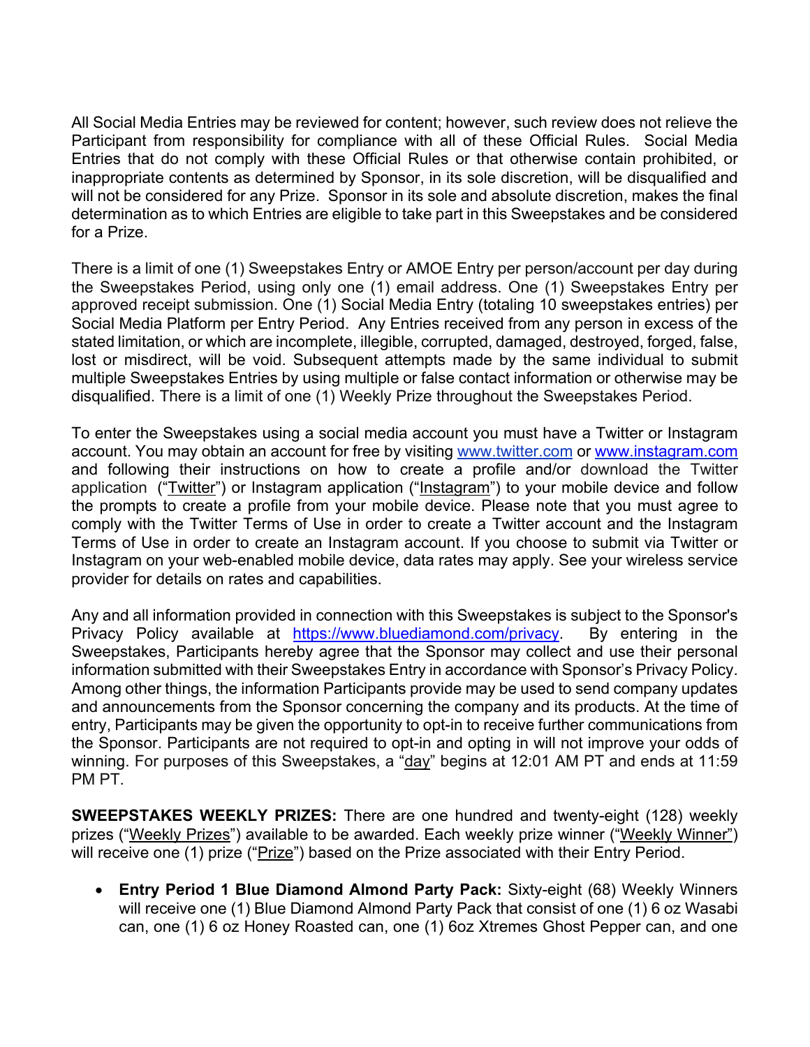All Social Media Entries may be reviewed for content; however, such review does not relieve the Participant from responsibility for compliance with all of these Official Rules. Social Media Entries that do not comply with these Official Rules or that otherwise contain prohibited, or inappropriate contents as determined by Sponsor, in its sole discretion, will be disqualified and will not be considered for any Prize. Sponsor in its sole and absolute discretion, makes the final determination as to which Entries are eligible to take part in this Sweepstakes and be considered for a Prize.

There is a limit of one (1) Sweepstakes Entry or AMOE Entry per person/account per day during the Sweepstakes Period, using only one (1) email address. One (1) Sweepstakes Entry per approved receipt submission. One (1) Social Media Entry (totaling 10 sweepstakes entries) per Social Media Platform per Entry Period. Any Entries received from any person in excess of the stated limitation, or which are incomplete, illegible, corrupted, damaged, destroyed, forged, false, lost or misdirect, will be void. Subsequent attempts made by the same individual to submit multiple Sweepstakes Entries by using multiple or false contact information or otherwise may be disqualified. There is a limit of one (1) Weekly Prize throughout the Sweepstakes Period.

To enter the Sweepstakes using a social media account you must have a Twitter or Instagram account. You may obtain an account for free by visiting www.twitter.com or www.instagram.com and following their instructions on how to create a profile and/or download the Twitter application ("Twitter") or Instagram application ("Instagram") to your mobile device and follow the prompts to create a profile from your mobile device. Please note that you must agree to comply with the Twitter Terms of Use in order to create a Twitter account and the Instagram Terms of Use in order to create an Instagram account. If you choose to submit via Twitter or Instagram on your web-enabled mobile device, data rates may apply. See your wireless service provider for details on rates and capabilities.

Any and all information provided in connection with this Sweepstakes is subject to the Sponsor's Privacy Policy available at https://www.bluediamond.com/privacy. By entering in the Sweepstakes, Participants hereby agree that the Sponsor may collect and use their personal information submitted with their Sweepstakes Entry in accordance with Sponsor's Privacy Policy. Among other things, the information Participants provide may be used to send company updates and announcements from the Sponsor concerning the company and its products. At the time of entry, Participants may be given the opportunity to opt-in to receive further communications from the Sponsor. Participants are not required to opt-in and opting in will not improve your odds of winning. For purposes of this Sweepstakes, a "day" begins at 12:01 AM PT and ends at 11:59 PM PT.

**SWEEPSTAKES WEEKLY PRIZES:** There are one hundred and twenty-eight (128) weekly prizes ("Weekly Prizes") available to be awarded. Each weekly prize winner ("Weekly Winner") will receive one (1) prize ("Prize") based on the Prize associated with their Entry Period.

- **Entry Period 1 Blue Diamond Almond Party Pack:** Sixty-eight (68) Weekly Winners will receive one (1) Blue Diamond Almond Party Pack that consist of one (1) 6 oz Wasabi can, one (1) 6 oz Honey Roasted can, one (1) 6oz Xtremes Ghost Pepper can, and one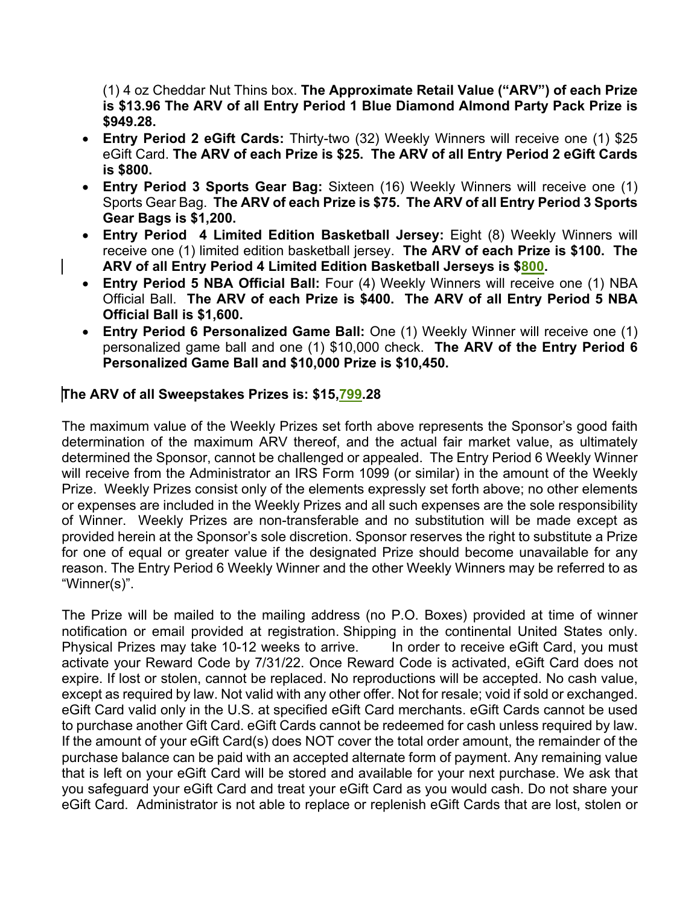(1) 4 oz Cheddar Nut Thins box. **The Approximate Retail Value ("ARV") of each Prize is $13.96 The ARV of all Entry Period 1 Blue Diamond Almond Party Pack Prize is $949.28.**

- **Entry Period 2 eGift Cards:** Thirty-two (32) Weekly Winners will receive one (1) $25 eGift Card. **The ARV of each Prize is $25. The ARV of all Entry Period 2 eGift Cards is $800.**
- **Entry Period 3 Sports Gear Bag:** Sixteen (16) Weekly Winners will receive one (1) Sports Gear Bag. **The ARV of each Prize is $75. The ARV of all Entry Period 3 Sports Gear Bags is $1,200.**
- **Entry Period 4 Limited Edition Basketball Jersey:** Eight (8) Weekly Winners will receive one (1) limited edition basketball jersey. **The ARV of each Prize is $100. The ARV of all Entry Period 4 Limited Edition Basketball Jerseys is $800.**
- **Entry Period 5 NBA Official Ball:** Four (4) Weekly Winners will receive one (1) NBA Official Ball. **The ARV of each Prize is $400. The ARV of all Entry Period 5 NBA Official Ball is $1,600.**
- **Entry Period 6 Personalized Game Ball:** One (1) Weekly Winner will receive one (1) personalized game ball and one (1) $10,000 check. **The ARV of the Entry Period 6 Personalized Game Ball and $10,000 Prize is $10,450.**

**The ARV of all Sweepstakes Prizes is: $15,799.28**

The maximum value of the Weekly Prizes set forth above represents the Sponsor's good faith determination of the maximum ARV thereof, and the actual fair market value, as ultimately determined the Sponsor, cannot be challenged or appealed. The Entry Period 6 Weekly Winner will receive from the Administrator an IRS Form 1099 (or similar) in the amount of the Weekly Prize. Weekly Prizes consist only of the elements expressly set forth above; no other elements or expenses are included in the Weekly Prizes and all such expenses are the sole responsibility of Winner. Weekly Prizes are non-transferable and no substitution will be made except as provided herein at the Sponsor's sole discretion. Sponsor reserves the right to substitute a Prize for one of equal or greater value if the designated Prize should become unavailable for any reason. The Entry Period 6 Weekly Winner and the other Weekly Winners may be referred to as "Winner(s)".

The Prize will be mailed to the mailing address (no P.O. Boxes) provided at time of winner notification or email provided at registration. Shipping in the continental United States only. Physical Prizes may take 10-12 weeks to arrive. In order to receive eGift Card, you must activate your Reward Code by 7/31/22. Once Reward Code is activated, eGift Card does not expire. If lost or stolen, cannot be replaced. No reproductions will be accepted. No cash value, except as required by law. Not valid with any other offer. Not for resale; void if sold or exchanged. eGift Card valid only in the U.S. at specified eGift Card merchants. eGift Cards cannot be used to purchase another Gift Card. eGift Cards cannot be redeemed for cash unless required by law. If the amount of your eGift Card(s) does NOT cover the total order amount, the remainder of the purchase balance can be paid with an accepted alternate form of payment. Any remaining value that is left on your eGift Card will be stored and available for your next purchase. We ask that you safeguard your eGift Card and treat your eGift Card as you would cash. Do not share your eGift Card. Administrator is not able to replace or replenish eGift Cards that are lost, stolen or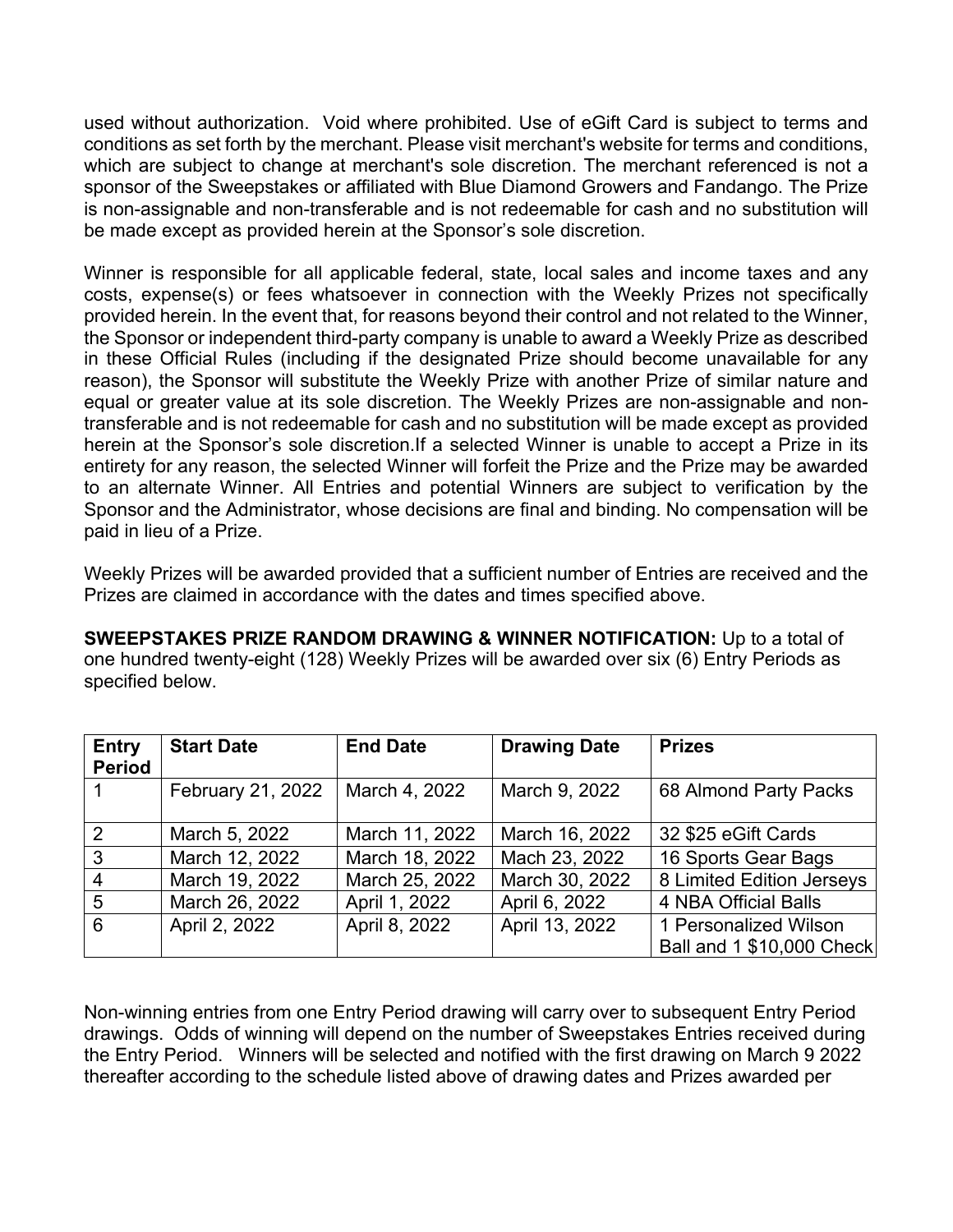used without authorization.  Void where prohibited. Use of eGift Card is subject to terms and conditions as set forth by the merchant. Please visit merchant's website for terms and conditions, which are subject to change at merchant's sole discretion. The merchant referenced is not a sponsor of the Sweepstakes or affiliated with Blue Diamond Growers and Fandango. The Prize is non-assignable and non-transferable and is not redeemable for cash and no substitution will be made except as provided herein at the Sponsor's sole discretion.

Winner is responsible for all applicable federal, state, local sales and income taxes and any costs, expense(s) or fees whatsoever in connection with the Weekly Prizes not specifically provided herein. In the event that, for reasons beyond their control and not related to the Winner, the Sponsor or independent third-party company is unable to award a Weekly Prize as described in these Official Rules (including if the designated Prize should become unavailable for any reason), the Sponsor will substitute the Weekly Prize with another Prize of similar nature and equal or greater value at its sole discretion. The Weekly Prizes are non-assignable and non-transferable and is not redeemable for cash and no substitution will be made except as provided herein at the Sponsor's sole discretion.If a selected Winner is unable to accept a Prize in its entirety for any reason, the selected Winner will forfeit the Prize and the Prize may be awarded to an alternate Winner. All Entries and potential Winners are subject to verification by the Sponsor and the Administrator, whose decisions are final and binding. No compensation will be paid in lieu of a Prize.

Weekly Prizes will be awarded provided that a sufficient number of Entries are received and the Prizes are claimed in accordance with the dates and times specified above.

**SWEEPSTAKES PRIZE RANDOM DRAWING & WINNER NOTIFICATION:** Up to a total of one hundred twenty-eight (128) Weekly Prizes will be awarded over six (6) Entry Periods as specified below.

| Entry Period | Start Date | End Date | Drawing Date | Prizes |
|---|---|---|---|---|
| 1 | February 21, 2022 | March 4, 2022 | March 9, 2022 | 68 Almond Party Packs |
| 2 | March 5, 2022 | March 11, 2022 | March 16, 2022 | 32 $25 eGift Cards |
| 3 | March 12, 2022 | March 18, 2022 | Mach 23, 2022 | 16 Sports Gear Bags |
| 4 | March 19, 2022 | March 25, 2022 | March 30, 2022 | 8 Limited Edition Jerseys |
| 5 | March 26, 2022 | April 1, 2022 | April 6, 2022 | 4 NBA Official Balls |
| 6 | April 2, 2022 | April 8, 2022 | April 13, 2022 | 1 Personalized Wilson Ball and 1 $10,000 Check |

Non-winning entries from one Entry Period drawing will carry over to subsequent Entry Period drawings.  Odds of winning will depend on the number of Sweepstakes Entries received during the Entry Period.   Winners will be selected and notified with the first drawing on March 9 2022 thereafter according to the schedule listed above of drawing dates and Prizes awarded per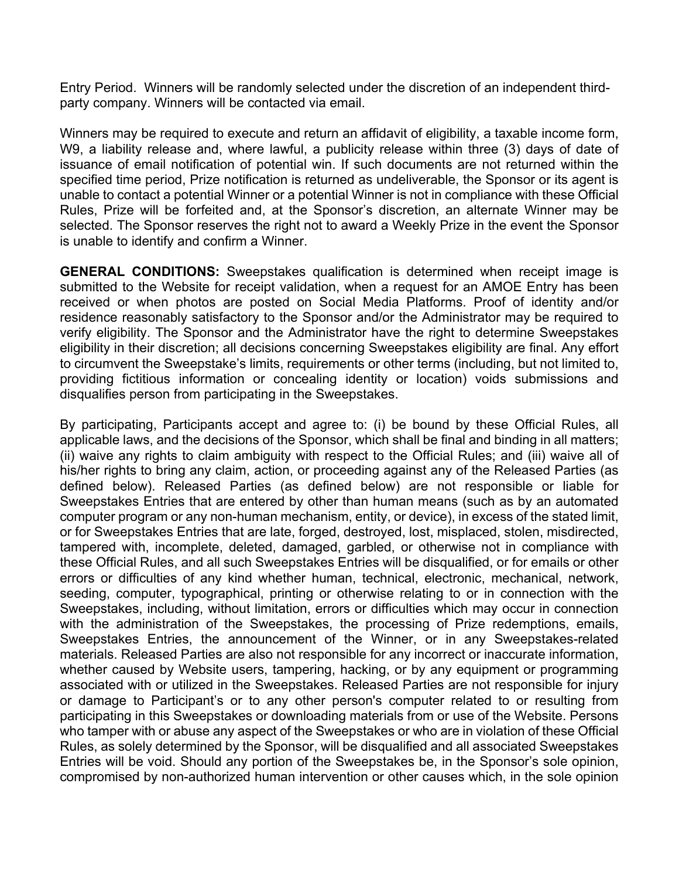Entry Period. Winners will be randomly selected under the discretion of an independent third-party company. Winners will be contacted via email.

Winners may be required to execute and return an affidavit of eligibility, a taxable income form, W9, a liability release and, where lawful, a publicity release within three (3) days of date of issuance of email notification of potential win. If such documents are not returned within the specified time period, Prize notification is returned as undeliverable, the Sponsor or its agent is unable to contact a potential Winner or a potential Winner is not in compliance with these Official Rules, Prize will be forfeited and, at the Sponsor's discretion, an alternate Winner may be selected. The Sponsor reserves the right not to award a Weekly Prize in the event the Sponsor is unable to identify and confirm a Winner.

**GENERAL CONDITIONS:** Sweepstakes qualification is determined when receipt image is submitted to the Website for receipt validation, when a request for an AMOE Entry has been received or when photos are posted on Social Media Platforms. Proof of identity and/or residence reasonably satisfactory to the Sponsor and/or the Administrator may be required to verify eligibility. The Sponsor and the Administrator have the right to determine Sweepstakes eligibility in their discretion; all decisions concerning Sweepstakes eligibility are final. Any effort to circumvent the Sweepstake's limits, requirements or other terms (including, but not limited to, providing fictitious information or concealing identity or location) voids submissions and disqualifies person from participating in the Sweepstakes.

By participating, Participants accept and agree to: (i) be bound by these Official Rules, all applicable laws, and the decisions of the Sponsor, which shall be final and binding in all matters; (ii) waive any rights to claim ambiguity with respect to the Official Rules; and (iii) waive all of his/her rights to bring any claim, action, or proceeding against any of the Released Parties (as defined below). Released Parties (as defined below) are not responsible or liable for Sweepstakes Entries that are entered by other than human means (such as by an automated computer program or any non-human mechanism, entity, or device), in excess of the stated limit, or for Sweepstakes Entries that are late, forged, destroyed, lost, misplaced, stolen, misdirected, tampered with, incomplete, deleted, damaged, garbled, or otherwise not in compliance with these Official Rules, and all such Sweepstakes Entries will be disqualified, or for emails or other errors or difficulties of any kind whether human, technical, electronic, mechanical, network, seeding, computer, typographical, printing or otherwise relating to or in connection with the Sweepstakes, including, without limitation, errors or difficulties which may occur in connection with the administration of the Sweepstakes, the processing of Prize redemptions, emails, Sweepstakes Entries, the announcement of the Winner, or in any Sweepstakes-related materials. Released Parties are also not responsible for any incorrect or inaccurate information, whether caused by Website users, tampering, hacking, or by any equipment or programming associated with or utilized in the Sweepstakes. Released Parties are not responsible for injury or damage to Participant's or to any other person's computer related to or resulting from participating in this Sweepstakes or downloading materials from or use of the Website. Persons who tamper with or abuse any aspect of the Sweepstakes or who are in violation of these Official Rules, as solely determined by the Sponsor, will be disqualified and all associated Sweepstakes Entries will be void. Should any portion of the Sweepstakes be, in the Sponsor's sole opinion, compromised by non-authorized human intervention or other causes which, in the sole opinion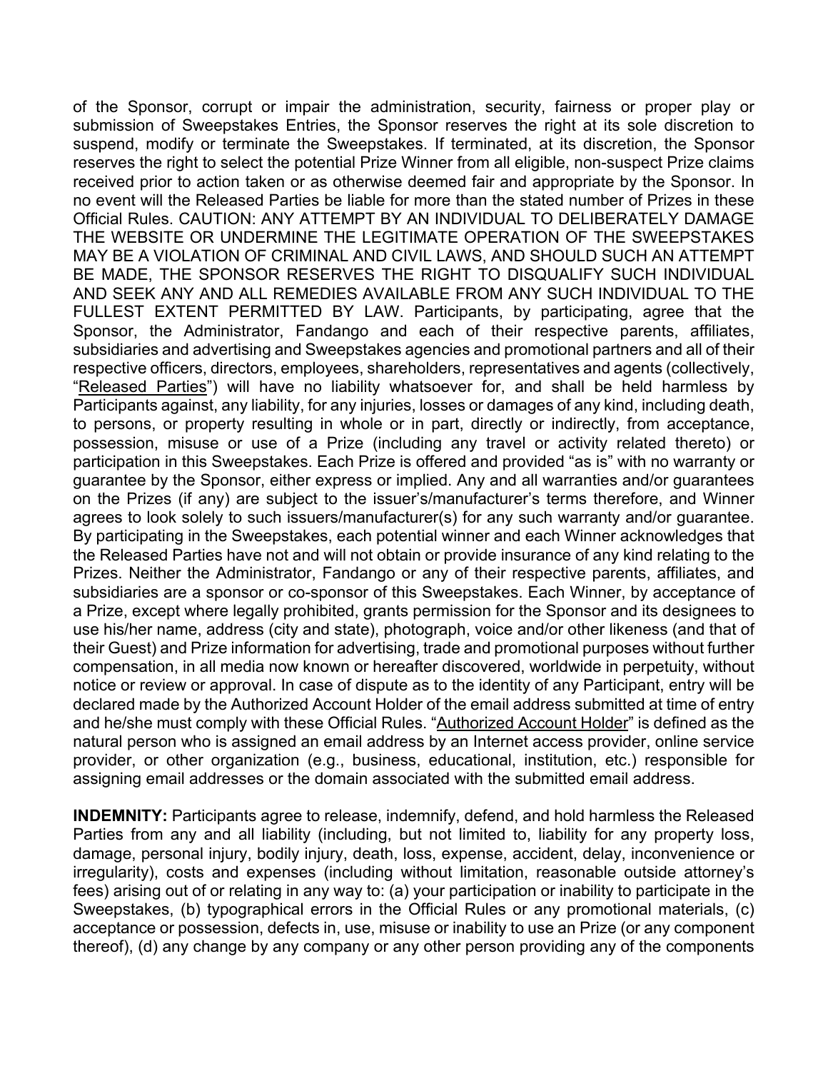of the Sponsor, corrupt or impair the administration, security, fairness or proper play or submission of Sweepstakes Entries, the Sponsor reserves the right at its sole discretion to suspend, modify or terminate the Sweepstakes. If terminated, at its discretion, the Sponsor reserves the right to select the potential Prize Winner from all eligible, non-suspect Prize claims received prior to action taken or as otherwise deemed fair and appropriate by the Sponsor. In no event will the Released Parties be liable for more than the stated number of Prizes in these Official Rules. CAUTION: ANY ATTEMPT BY AN INDIVIDUAL TO DELIBERATELY DAMAGE THE WEBSITE OR UNDERMINE THE LEGITIMATE OPERATION OF THE SWEEPSTAKES MAY BE A VIOLATION OF CRIMINAL AND CIVIL LAWS, AND SHOULD SUCH AN ATTEMPT BE MADE, THE SPONSOR RESERVES THE RIGHT TO DISQUALIFY SUCH INDIVIDUAL AND SEEK ANY AND ALL REMEDIES AVAILABLE FROM ANY SUCH INDIVIDUAL TO THE FULLEST EXTENT PERMITTED BY LAW. Participants, by participating, agree that the Sponsor, the Administrator, Fandango and each of their respective parents, affiliates, subsidiaries and advertising and Sweepstakes agencies and promotional partners and all of their respective officers, directors, employees, shareholders, representatives and agents (collectively, "Released Parties") will have no liability whatsoever for, and shall be held harmless by Participants against, any liability, for any injuries, losses or damages of any kind, including death, to persons, or property resulting in whole or in part, directly or indirectly, from acceptance, possession, misuse or use of a Prize (including any travel or activity related thereto) or participation in this Sweepstakes. Each Prize is offered and provided "as is" with no warranty or guarantee by the Sponsor, either express or implied. Any and all warranties and/or guarantees on the Prizes (if any) are subject to the issuer's/manufacturer's terms therefore, and Winner agrees to look solely to such issuers/manufacturer(s) for any such warranty and/or guarantee. By participating in the Sweepstakes, each potential winner and each Winner acknowledges that the Released Parties have not and will not obtain or provide insurance of any kind relating to the Prizes. Neither the Administrator, Fandango or any of their respective parents, affiliates, and subsidiaries are a sponsor or co-sponsor of this Sweepstakes. Each Winner, by acceptance of a Prize, except where legally prohibited, grants permission for the Sponsor and its designees to use his/her name, address (city and state), photograph, voice and/or other likeness (and that of their Guest) and Prize information for advertising, trade and promotional purposes without further compensation, in all media now known or hereafter discovered, worldwide in perpetuity, without notice or review or approval. In case of dispute as to the identity of any Participant, entry will be declared made by the Authorized Account Holder of the email address submitted at time of entry and he/she must comply with these Official Rules. "Authorized Account Holder" is defined as the natural person who is assigned an email address by an Internet access provider, online service provider, or other organization (e.g., business, educational, institution, etc.) responsible for assigning email addresses or the domain associated with the submitted email address.

**INDEMNITY:** Participants agree to release, indemnify, defend, and hold harmless the Released Parties from any and all liability (including, but not limited to, liability for any property loss, damage, personal injury, bodily injury, death, loss, expense, accident, delay, inconvenience or irregularity), costs and expenses (including without limitation, reasonable outside attorney's fees) arising out of or relating in any way to: (a) your participation or inability to participate in the Sweepstakes, (b) typographical errors in the Official Rules or any promotional materials, (c) acceptance or possession, defects in, use, misuse or inability to use an Prize (or any component thereof), (d) any change by any company or any other person providing any of the components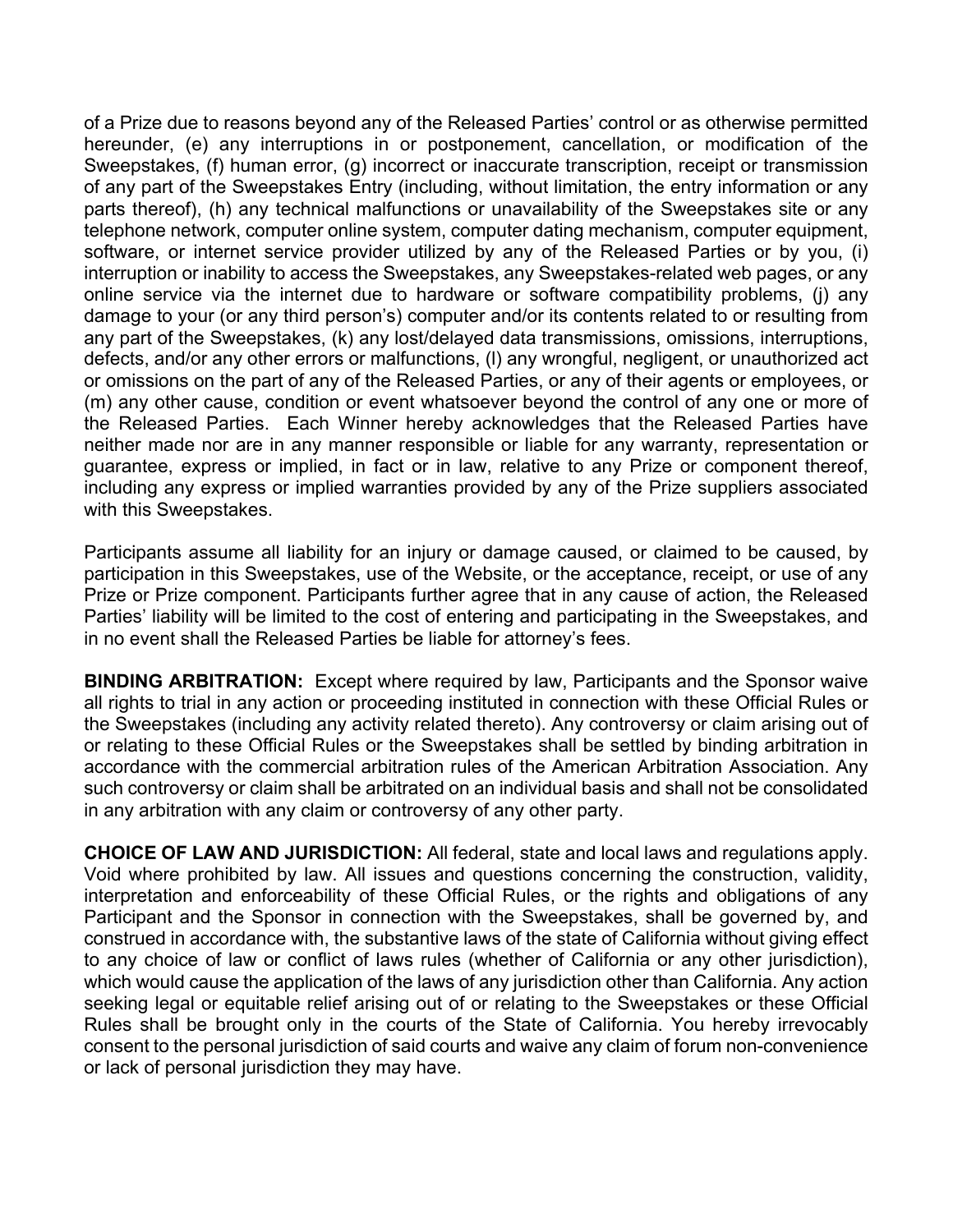of a Prize due to reasons beyond any of the Released Parties' control or as otherwise permitted hereunder, (e) any interruptions in or postponement, cancellation, or modification of the Sweepstakes, (f) human error, (g) incorrect or inaccurate transcription, receipt or transmission of any part of the Sweepstakes Entry (including, without limitation, the entry information or any parts thereof), (h) any technical malfunctions or unavailability of the Sweepstakes site or any telephone network, computer online system, computer dating mechanism, computer equipment, software, or internet service provider utilized by any of the Released Parties or by you, (i) interruption or inability to access the Sweepstakes, any Sweepstakes-related web pages, or any online service via the internet due to hardware or software compatibility problems, (j) any damage to your (or any third person's) computer and/or its contents related to or resulting from any part of the Sweepstakes, (k) any lost/delayed data transmissions, omissions, interruptions, defects, and/or any other errors or malfunctions, (l) any wrongful, negligent, or unauthorized act or omissions on the part of any of the Released Parties, or any of their agents or employees, or (m) any other cause, condition or event whatsoever beyond the control of any one or more of the Released Parties. Each Winner hereby acknowledges that the Released Parties have neither made nor are in any manner responsible or liable for any warranty, representation or guarantee, express or implied, in fact or in law, relative to any Prize or component thereof, including any express or implied warranties provided by any of the Prize suppliers associated with this Sweepstakes.

Participants assume all liability for an injury or damage caused, or claimed to be caused, by participation in this Sweepstakes, use of the Website, or the acceptance, receipt, or use of any Prize or Prize component. Participants further agree that in any cause of action, the Released Parties' liability will be limited to the cost of entering and participating in the Sweepstakes, and in no event shall the Released Parties be liable for attorney's fees.

**BINDING ARBITRATION:** Except where required by law, Participants and the Sponsor waive all rights to trial in any action or proceeding instituted in connection with these Official Rules or the Sweepstakes (including any activity related thereto). Any controversy or claim arising out of or relating to these Official Rules or the Sweepstakes shall be settled by binding arbitration in accordance with the commercial arbitration rules of the American Arbitration Association. Any such controversy or claim shall be arbitrated on an individual basis and shall not be consolidated in any arbitration with any claim or controversy of any other party.

**CHOICE OF LAW AND JURISDICTION:** All federal, state and local laws and regulations apply. Void where prohibited by law. All issues and questions concerning the construction, validity, interpretation and enforceability of these Official Rules, or the rights and obligations of any Participant and the Sponsor in connection with the Sweepstakes, shall be governed by, and construed in accordance with, the substantive laws of the state of California without giving effect to any choice of law or conflict of laws rules (whether of California or any other jurisdiction), which would cause the application of the laws of any jurisdiction other than California. Any action seeking legal or equitable relief arising out of or relating to the Sweepstakes or these Official Rules shall be brought only in the courts of the State of California. You hereby irrevocably consent to the personal jurisdiction of said courts and waive any claim of forum non-convenience or lack of personal jurisdiction they may have.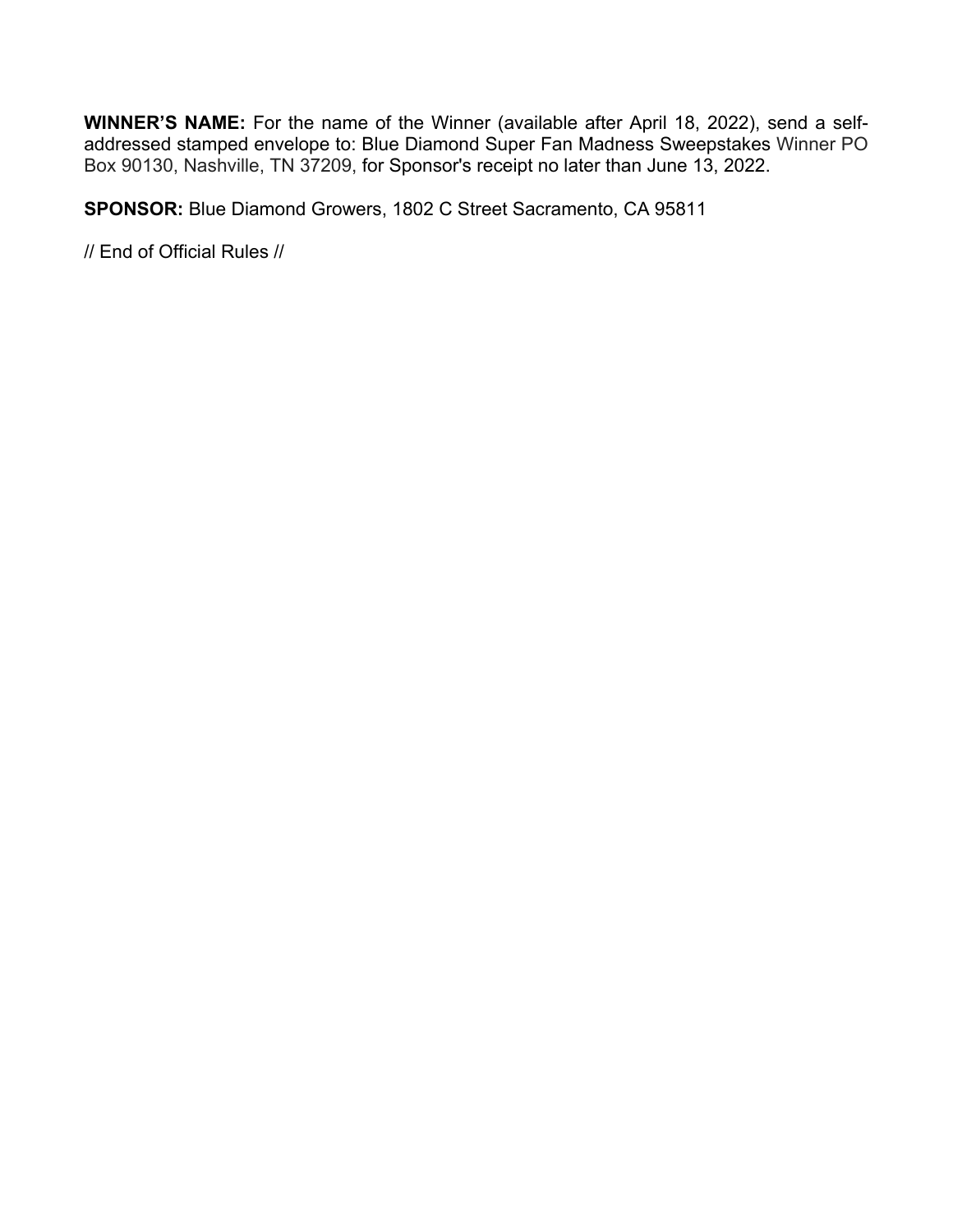**WINNER'S NAME:** For the name of the Winner (available after April 18, 2022), send a self-addressed stamped envelope to: Blue Diamond Super Fan Madness Sweepstakes Winner PO Box 90130, Nashville, TN 37209, for Sponsor's receipt no later than June 13, 2022.

**SPONSOR:** Blue Diamond Growers, 1802 C Street Sacramento, CA 95811

// End of Official Rules //